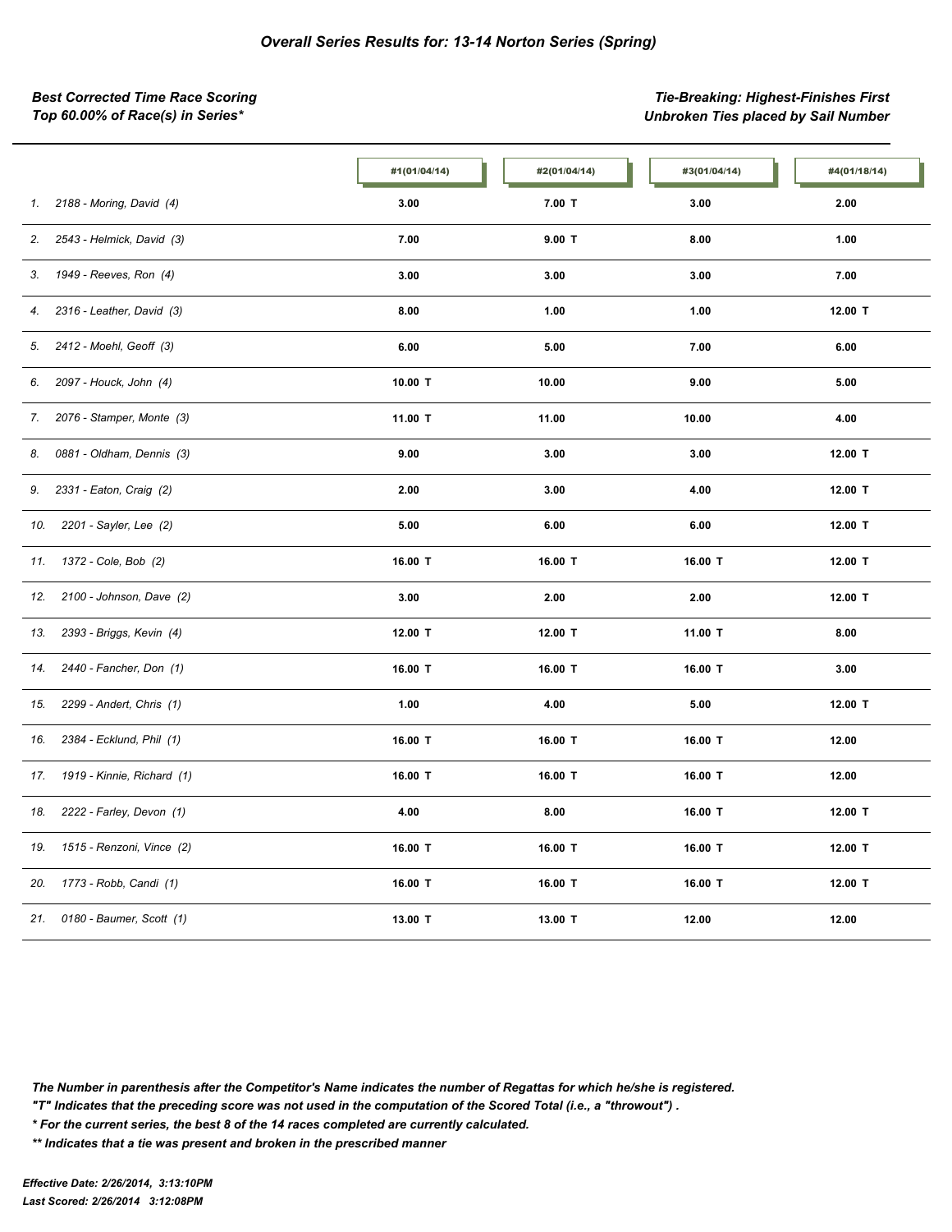### *Overall Series Results for: 13-14 Norton Series (Spring)*

***Best Corrected Time Race Scoring***
***Top 60.00% of Race(s) in Series****

***Tie-Breaking: Highest-Finishes First***
***Unbroken Ties placed by Sail Number***

| | #1(01/04/14) | #2(01/04/14) | #3(01/04/14) | #4(01/18/14) |
|---|---|---|---|---|
| 1. 2188 - Moring, David (4) | 3.00 | 7.00 T | 3.00 | 2.00 |
| 2. 2543 - Helmick, David (3) | 7.00 | 9.00 T | 8.00 | 1.00 |
| 3. 1949 - Reeves, Ron (4) | 3.00 | 3.00 | 3.00 | 7.00 |
| 4. 2316 - Leather, David (3) | 8.00 | 1.00 | 1.00 | 12.00 T |
| 5. 2412 - Moehl, Geoff (3) | 6.00 | 5.00 | 7.00 | 6.00 |
| 6. 2097 - Houck, John (4) | 10.00 T | 10.00 | 9.00 | 5.00 |
| 7. 2076 - Stamper, Monte (3) | 11.00 T | 11.00 | 10.00 | 4.00 |
| 8. 0881 - Oldham, Dennis (3) | 9.00 | 3.00 | 3.00 | 12.00 T |
| 9. 2331 - Eaton, Craig (2) | 2.00 | 3.00 | 4.00 | 12.00 T |
| 10. 2201 - Sayler, Lee (2) | 5.00 | 6.00 | 6.00 | 12.00 T |
| 11. 1372 - Cole, Bob (2) | 16.00 T | 16.00 T | 16.00 T | 12.00 T |
| 12. 2100 - Johnson, Dave (2) | 3.00 | 2.00 | 2.00 | 12.00 T |
| 13. 2393 - Briggs, Kevin (4) | 12.00 T | 12.00 T | 11.00 T | 8.00 |
| 14. 2440 - Fancher, Don (1) | 16.00 T | 16.00 T | 16.00 T | 3.00 |
| 15. 2299 - Andert, Chris (1) | 1.00 | 4.00 | 5.00 | 12.00 T |
| 16. 2384 - Ecklund, Phil (1) | 16.00 T | 16.00 T | 16.00 T | 12.00 |
| 17. 1919 - Kinnie, Richard (1) | 16.00 T | 16.00 T | 16.00 T | 12.00 |
| 18. 2222 - Farley, Devon (1) | 4.00 | 8.00 | 16.00 T | 12.00 T |
| 19. 1515 - Renzoni, Vince (2) | 16.00 T | 16.00 T | 16.00 T | 12.00 T |
| 20. 1773 - Robb, Candi (1) | 16.00 T | 16.00 T | 16.00 T | 12.00 T |
| 21. 0180 - Baumer, Scott (1) | 13.00 T | 13.00 T | 12.00 | 12.00 |

***The Number in parenthesis after the Competitor's Name indicates the number of Regattas for which he/she is registered.***
***"T" Indicates that the preceding score was not used in the computation of the Scored Total (i.e., a "throwout") .***
***\* For the current series, the best 8 of the 14 races completed are currently calculated.***
***\*\* Indicates that a tie was present and broken in the prescribed manner***

***Effective Date: 2/26/2014, 3:13:10PM***
***Last Scored: 2/26/2014 3:12:08PM***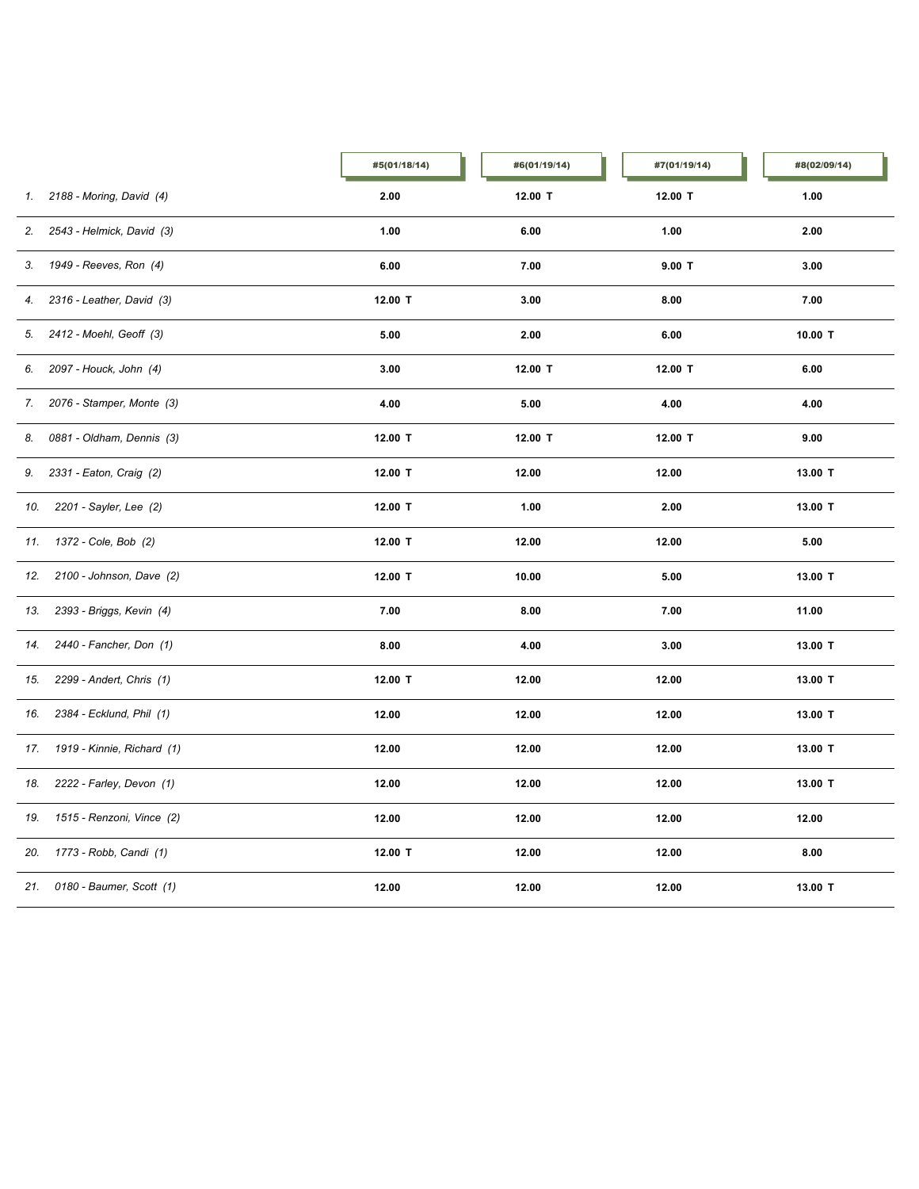| | #5(01/18/14) | #6(01/19/14) | #7(01/19/14) | #8(02/09/14) |
|---|---|---|---|---|
| *1. 2188 - Moring, David (4)* | **2.00** | **12.00 T** | **12.00 T** | **1.00** |
| *2. 2543 - Helmick, David (3)* | **1.00** | **6.00** | **1.00** | **2.00** |
| *3. 1949 - Reeves, Ron (4)* | **6.00** | **7.00** | **9.00 T** | **3.00** |
| *4. 2316 - Leather, David (3)* | **12.00 T** | **3.00** | **8.00** | **7.00** |
| *5. 2412 - Moehl, Geoff (3)* | **5.00** | **2.00** | **6.00** | **10.00 T** |
| *6. 2097 - Houck, John (4)* | **3.00** | **12.00 T** | **12.00 T** | **6.00** |
| *7. 2076 - Stamper, Monte (3)* | **4.00** | **5.00** | **4.00** | **4.00** |
| *8. 0881 - Oldham, Dennis (3)* | **12.00 T** | **12.00 T** | **12.00 T** | **9.00** |
| *9. 2331 - Eaton, Craig (2)* | **12.00 T** | **12.00** | **12.00** | **13.00 T** |
| *10. 2201 - Sayler, Lee (2)* | **12.00 T** | **1.00** | **2.00** | **13.00 T** |
| *11. 1372 - Cole, Bob (2)* | **12.00 T** | **12.00** | **12.00** | **5.00** |
| *12. 2100 - Johnson, Dave (2)* | **12.00 T** | **10.00** | **5.00** | **13.00 T** |
| *13. 2393 - Briggs, Kevin (4)* | **7.00** | **8.00** | **7.00** | **11.00** |
| *14. 2440 - Fancher, Don (1)* | **8.00** | **4.00** | **3.00** | **13.00 T** |
| *15. 2299 - Andert, Chris (1)* | **12.00 T** | **12.00** | **12.00** | **13.00 T** |
| *16. 2384 - Ecklund, Phil (1)* | **12.00** | **12.00** | **12.00** | **13.00 T** |
| *17. 1919 - Kinnie, Richard (1)* | **12.00** | **12.00** | **12.00** | **13.00 T** |
| *18. 2222 - Farley, Devon (1)* | **12.00** | **12.00** | **12.00** | **13.00 T** |
| *19. 1515 - Renzoni, Vince (2)* | **12.00** | **12.00** | **12.00** | **12.00** |
| *20. 1773 - Robb, Candi (1)* | **12.00 T** | **12.00** | **12.00** | **8.00** |
| *21. 0180 - Baumer, Scott (1)* | **12.00** | **12.00** | **12.00** | **13.00 T** |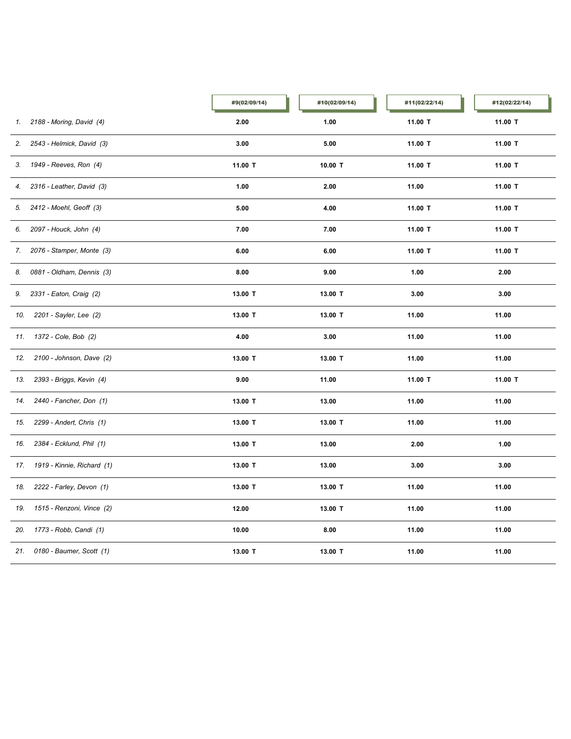| | #9(02/09/14) | #10(02/09/14) | #11(02/22/14) | #12(02/22/14) |
|---|---|---|---|---|
| 1. 2188 - Moring, David (4) | 2.00 | 1.00 | 11.00 T | 11.00 T |
| 2. 2543 - Helmick, David (3) | 3.00 | 5.00 | 11.00 T | 11.00 T |
| 3. 1949 - Reeves, Ron (4) | 11.00 T | 10.00 T | 11.00 T | 11.00 T |
| 4. 2316 - Leather, David (3) | 1.00 | 2.00 | 11.00 | 11.00 T |
| 5. 2412 - Moehl, Geoff (3) | 5.00 | 4.00 | 11.00 T | 11.00 T |
| 6. 2097 - Houck, John (4) | 7.00 | 7.00 | 11.00 T | 11.00 T |
| 7. 2076 - Stamper, Monte (3) | 6.00 | 6.00 | 11.00 T | 11.00 T |
| 8. 0881 - Oldham, Dennis (3) | 8.00 | 9.00 | 1.00 | 2.00 |
| 9. 2331 - Eaton, Craig (2) | 13.00 T | 13.00 T | 3.00 | 3.00 |
| 10. 2201 - Sayler, Lee (2) | 13.00 T | 13.00 T | 11.00 | 11.00 |
| 11. 1372 - Cole, Bob (2) | 4.00 | 3.00 | 11.00 | 11.00 |
| 12. 2100 - Johnson, Dave (2) | 13.00 T | 13.00 T | 11.00 | 11.00 |
| 13. 2393 - Briggs, Kevin (4) | 9.00 | 11.00 | 11.00 T | 11.00 T |
| 14. 2440 - Fancher, Don (1) | 13.00 T | 13.00 | 11.00 | 11.00 |
| 15. 2299 - Andert, Chris (1) | 13.00 T | 13.00 T | 11.00 | 11.00 |
| 16. 2384 - Ecklund, Phil (1) | 13.00 T | 13.00 | 2.00 | 1.00 |
| 17. 1919 - Kinnie, Richard (1) | 13.00 T | 13.00 | 3.00 | 3.00 |
| 18. 2222 - Farley, Devon (1) | 13.00 T | 13.00 T | 11.00 | 11.00 |
| 19. 1515 - Renzoni, Vince (2) | 12.00 | 13.00 T | 11.00 | 11.00 |
| 20. 1773 - Robb, Candi (1) | 10.00 | 8.00 | 11.00 | 11.00 |
| 21. 0180 - Baumer, Scott (1) | 13.00 T | 13.00 T | 11.00 | 11.00 |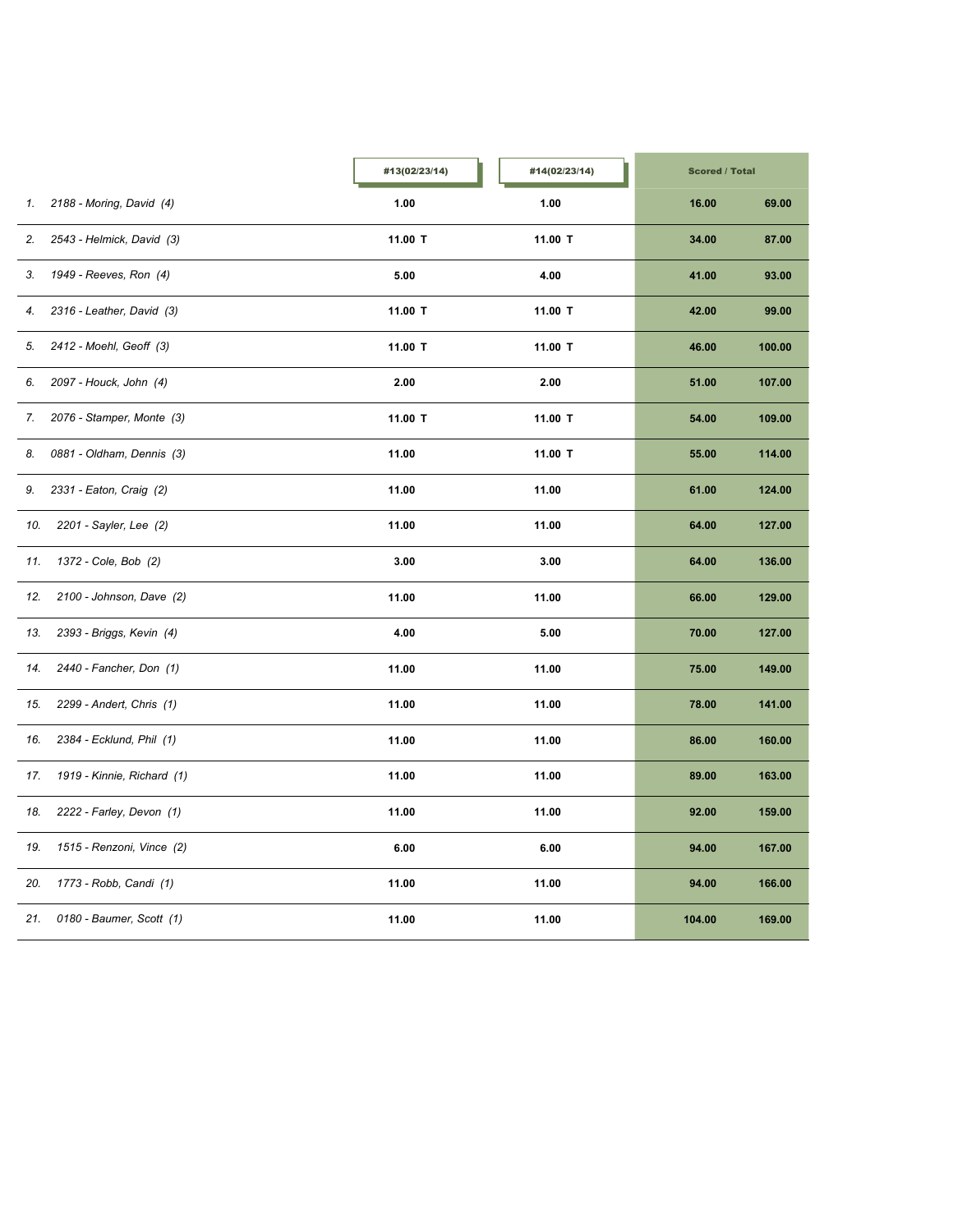| | #13(02/23/14) | #14(02/23/14) | Scored / Total | |
|---|---|---|---|---|
| 1. 2188 - Moring, David (4) | 1.00 | 1.00 | 16.00 | 69.00 |
| 2. 2543 - Helmick, David (3) | 11.00 T | 11.00 T | 34.00 | 87.00 |
| 3. 1949 - Reeves, Ron (4) | 5.00 | 4.00 | 41.00 | 93.00 |
| 4. 2316 - Leather, David (3) | 11.00 T | 11.00 T | 42.00 | 99.00 |
| 5. 2412 - Moehl, Geoff (3) | 11.00 T | 11.00 T | 46.00 | 100.00 |
| 6. 2097 - Houck, John (4) | 2.00 | 2.00 | 51.00 | 107.00 |
| 7. 2076 - Stamper, Monte (3) | 11.00 T | 11.00 T | 54.00 | 109.00 |
| 8. 0881 - Oldham, Dennis (3) | 11.00 | 11.00 T | 55.00 | 114.00 |
| 9. 2331 - Eaton, Craig (2) | 11.00 | 11.00 | 61.00 | 124.00 |
| 10. 2201 - Sayler, Lee (2) | 11.00 | 11.00 | 64.00 | 127.00 |
| 11. 1372 - Cole, Bob (2) | 3.00 | 3.00 | 64.00 | 136.00 |
| 12. 2100 - Johnson, Dave (2) | 11.00 | 11.00 | 66.00 | 129.00 |
| 13. 2393 - Briggs, Kevin (4) | 4.00 | 5.00 | 70.00 | 127.00 |
| 14. 2440 - Fancher, Don (1) | 11.00 | 11.00 | 75.00 | 149.00 |
| 15. 2299 - Andert, Chris (1) | 11.00 | 11.00 | 78.00 | 141.00 |
| 16. 2384 - Ecklund, Phil (1) | 11.00 | 11.00 | 86.00 | 160.00 |
| 17. 1919 - Kinnie, Richard (1) | 11.00 | 11.00 | 89.00 | 163.00 |
| 18. 2222 - Farley, Devon (1) | 11.00 | 11.00 | 92.00 | 159.00 |
| 19. 1515 - Renzoni, Vince (2) | 6.00 | 6.00 | 94.00 | 167.00 |
| 20. 1773 - Robb, Candi (1) | 11.00 | 11.00 | 94.00 | 166.00 |
| 21. 0180 - Baumer, Scott (1) | 11.00 | 11.00 | 104.00 | 169.00 |